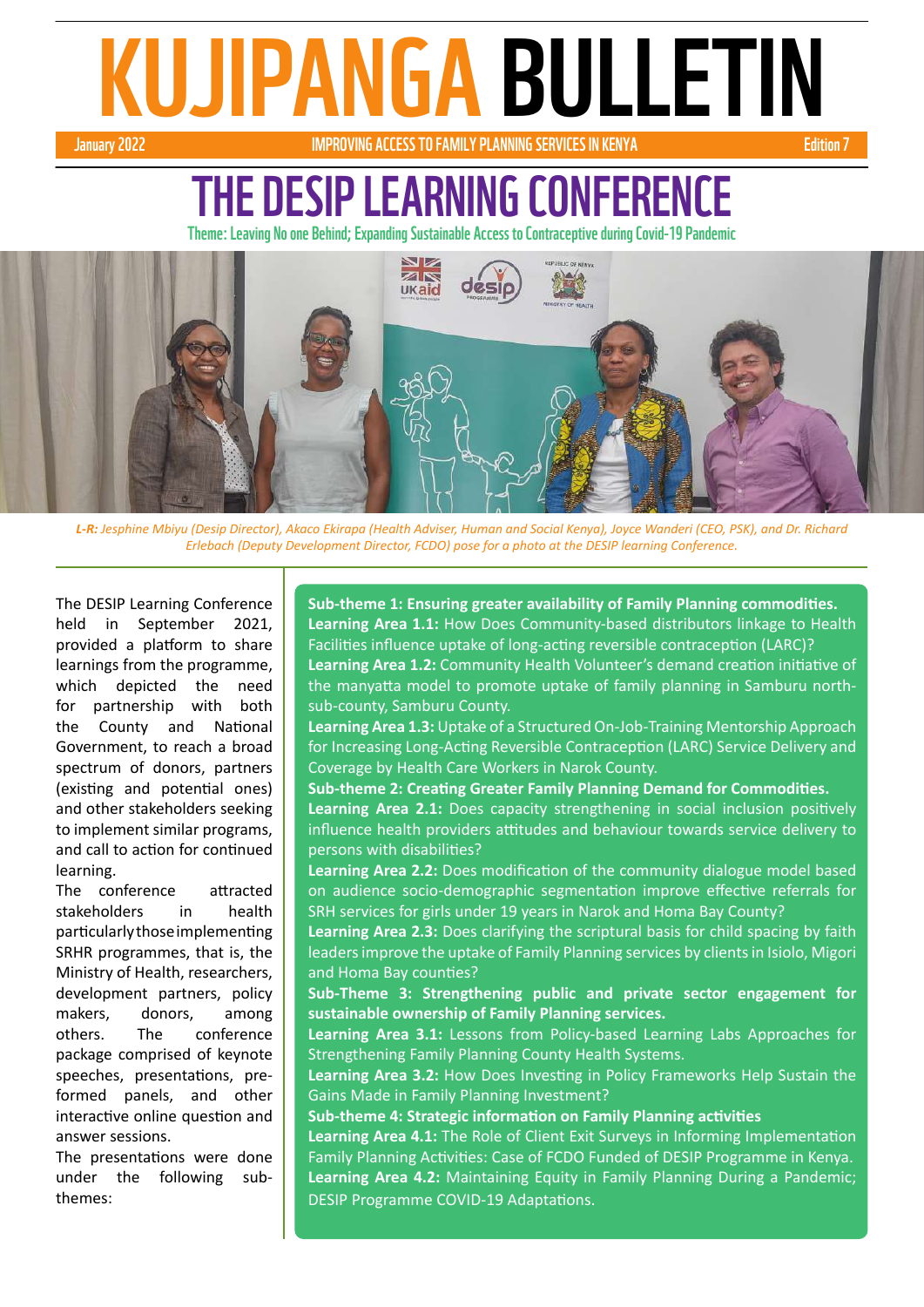# KUJIPANGA BULLETIN

January 2022 — IMPROVING ACCESS TO FAMILY PLANNING SERVICES IN KENYA — Edition 7

## THE DESIP LEARNING CONFERENCE

Theme: Leaving No one Behind; Expanding Sustainable Access to Contraceptive during Covid-19 Pandemic

*L-R: Jesphine Mbiyu (Desip Director), Akaco Ekirapa (Health Adviser, Human and Social Kenya), Joyce Wanderi (CEO, PSK), and Dr. Richard Erlebach (Deputy Development Director, FCDO) pose for a photo at the DESIP learning Conference.*

The DESIP Learning Conference held in September 2021, provided a platform to share learnings from the programme, which depicted the need for partnership with both the County and National Government, to reach a broad spectrum of donors, partners (existing and potential ones) and other stakeholders seeking to implement similar programs, and call to action for continued learning.

The conference attracted stakeholders in health particularly those implementing SRHR programmes, that is, the Ministry of Health, researchers, development partners, policy makers, donors, among others. The conference package comprised of keynote speeches, presentations, pre-formed panels, and other interactive online question and answer sessions.

The presentations were done under the following sub-themes:

**Sub-theme 1: Ensuring greater availability of Family Planning commodities.**

**Learning Area 1.1:** How Does Community-based distributors linkage to Health Facilities influence uptake of long-acting reversible contraception (LARC)?

**Learning Area 1.2:** Community Health Volunteer's demand creation initiative of the manyatta model to promote uptake of family planning in Samburu north-sub-county, Samburu County.

**Learning Area 1.3:** Uptake of a Structured On-Job-Training Mentorship Approach for Increasing Long-Acting Reversible Contraception (LARC) Service Delivery and Coverage by Health Care Workers in Narok County.

**Sub-theme 2: Creating Greater Family Planning Demand for Commodities.**

**Learning Area 2.1:** Does capacity strengthening in social inclusion positively influence health providers attitudes and behaviour towards service delivery to persons with disabilities?

**Learning Area 2.2:** Does modification of the community dialogue model based on audience socio-demographic segmentation improve effective referrals for SRH services for girls under 19 years in Narok and Homa Bay County?

**Learning Area 2.3:** Does clarifying the scriptural basis for child spacing by faith leaders improve the uptake of Family Planning services by clients in Isiolo, Migori and Homa Bay counties?

**Sub-Theme 3: Strengthening public and private sector engagement for sustainable ownership of Family Planning services.**

**Learning Area 3.1:** Lessons from Policy-based Learning Labs Approaches for Strengthening Family Planning County Health Systems.

**Learning Area 3.2:** How Does Investing in Policy Frameworks Help Sustain the Gains Made in Family Planning Investment?

**Sub-theme 4: Strategic information on Family Planning activities**

**Learning Area 4.1:** The Role of Client Exit Surveys in Informing Implementation Family Planning Activities: Case of FCDO Funded of DESIP Programme in Kenya.

**Learning Area 4.2:** Maintaining Equity in Family Planning During a Pandemic; DESIP Programme COVID-19 Adaptations.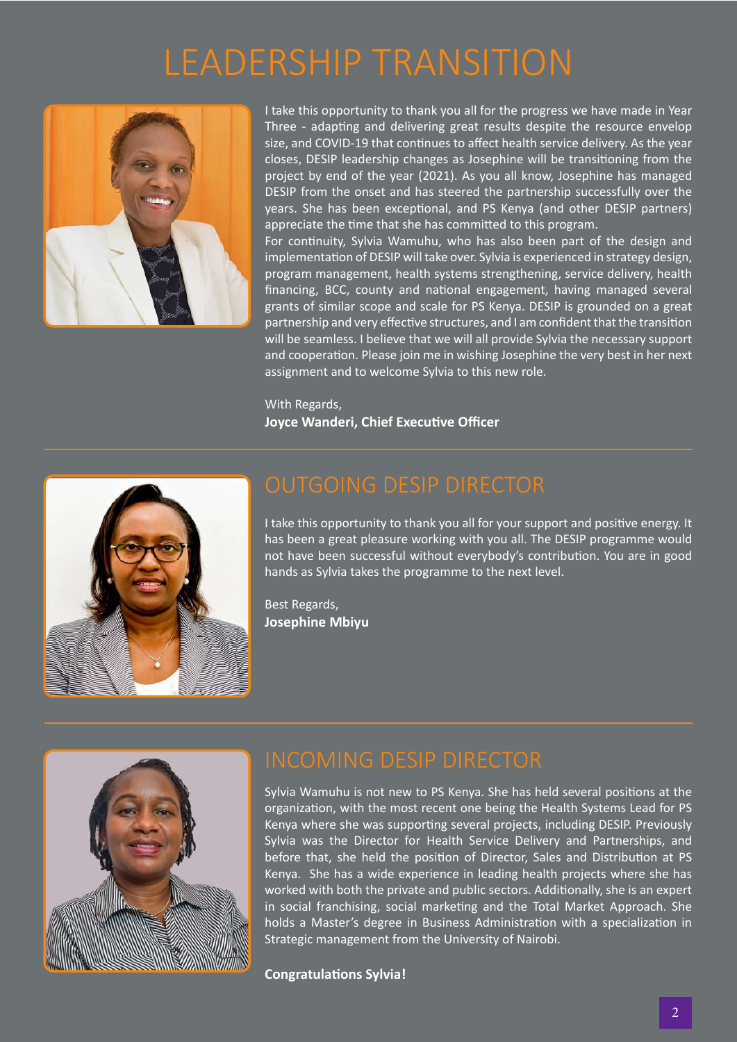# LEADERSHIP TRANSITION

I take this opportunity to thank you all for the progress we have made in Year Three - adapting and delivering great results despite the resource envelop size, and COVID-19 that continues to affect health service delivery. As the year closes, DESIP leadership changes as Josephine will be transitioning from the project by end of the year (2021). As you all know, Josephine has managed DESIP from the onset and has steered the partnership successfully over the years. She has been exceptional, and PS Kenya (and other DESIP partners) appreciate the time that she has committed to this program.

For continuity, Sylvia Wamuhu, who has also been part of the design and implementation of DESIP will take over. Sylvia is experienced in strategy design, program management, health systems strengthening, service delivery, health financing, BCC, county and national engagement, having managed several grants of similar scope and scale for PS Kenya. DESIP is grounded on a great partnership and very effective structures, and I am confident that the transition will be seamless. I believe that we will all provide Sylvia the necessary support and cooperation. Please join me in wishing Josephine the very best in her next assignment and to welcome Sylvia to this new role.

With Regards,
**Joyce Wanderi, Chief Executive Officer**

## OUTGOING DESIP DIRECTOR

I take this opportunity to thank you all for your support and positive energy. It has been a great pleasure working with you all. The DESIP programme would not have been successful without everybody's contribution. You are in good hands as Sylvia takes the programme to the next level.

Best Regards,
**Josephine Mbiyu**

## INCOMING DESIP DIRECTOR

Sylvia Wamuhu is not new to PS Kenya. She has held several positions at the organization, with the most recent one being the Health Systems Lead for PS Kenya where she was supporting several projects, including DESIP. Previously Sylvia was the Director for Health Service Delivery and Partnerships, and before that, she held the position of Director, Sales and Distribution at PS Kenya. She has a wide experience in leading health projects where she has worked with both the private and public sectors. Additionally, she is an expert in social franchising, social marketing and the Total Market Approach. She holds a Master's degree in Business Administration with a specialization in Strategic management from the University of Nairobi.

**Congratulations Sylvia!**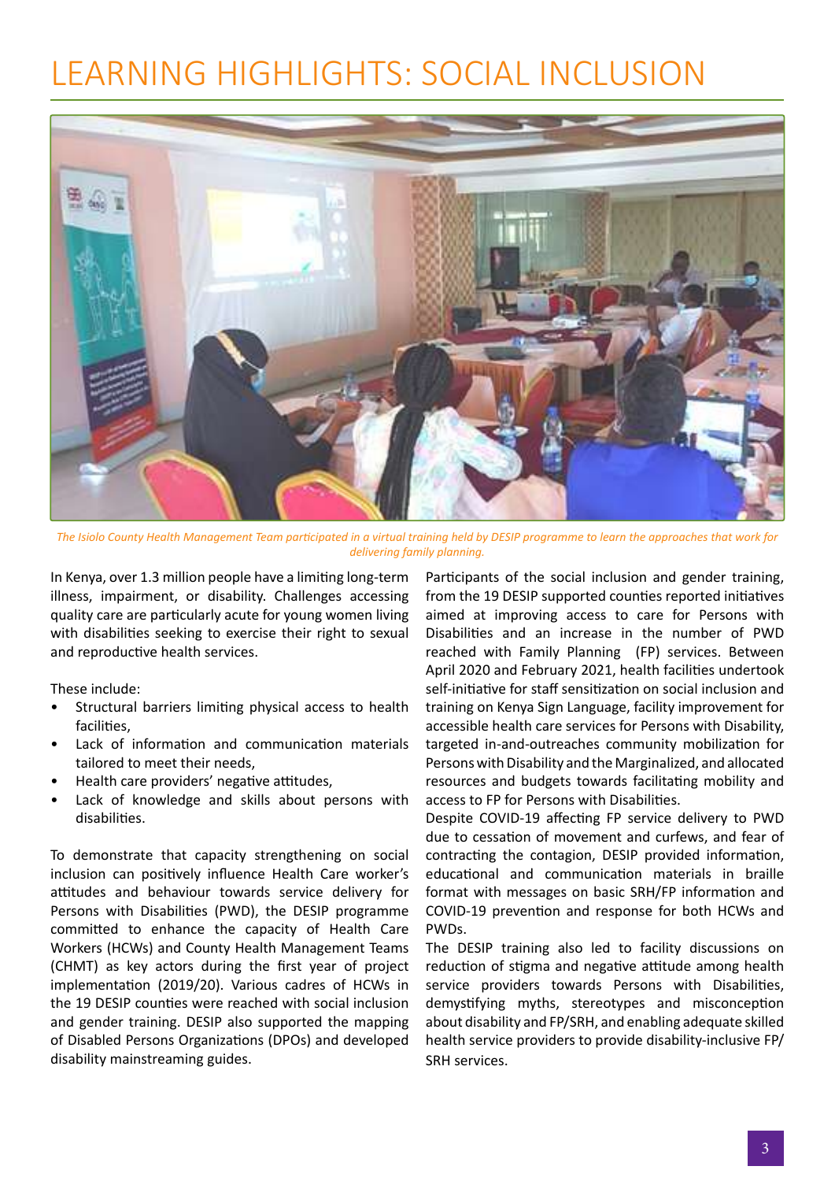# LEARNING HIGHLIGHTS: SOCIAL INCLUSION

*The Isiolo County Health Management Team participated in a virtual training held by DESIP programme to learn the approaches that work for delivering family planning.*

In Kenya, over 1.3 million people have a limiting long-term illness, impairment, or disability. Challenges accessing quality care are particularly acute for young women living with disabilities seeking to exercise their right to sexual and reproductive health services.

These include:

- Structural barriers limiting physical access to health facilities,
- Lack of information and communication materials tailored to meet their needs,
- Health care providers' negative attitudes,
- Lack of knowledge and skills about persons with disabilities.

To demonstrate that capacity strengthening on social inclusion can positively influence Health Care worker's attitudes and behaviour towards service delivery for Persons with Disabilities (PWD), the DESIP programme committed to enhance the capacity of Health Care Workers (HCWs) and County Health Management Teams (CHMT) as key actors during the first year of project implementation (2019/20). Various cadres of HCWs in the 19 DESIP counties were reached with social inclusion and gender training. DESIP also supported the mapping of Disabled Persons Organizations (DPOs) and developed disability mainstreaming guides.

Participants of the social inclusion and gender training, from the 19 DESIP supported counties reported initiatives aimed at improving access to care for Persons with Disabilities and an increase in the number of PWD reached with Family Planning (FP) services. Between April 2020 and February 2021, health facilities undertook self-initiative for staff sensitization on social inclusion and training on Kenya Sign Language, facility improvement for accessible health care services for Persons with Disability, targeted in-and-outreaches community mobilization for Persons with Disability and the Marginalized, and allocated resources and budgets towards facilitating mobility and access to FP for Persons with Disabilities.

Despite COVID-19 affecting FP service delivery to PWD due to cessation of movement and curfews, and fear of contracting the contagion, DESIP provided information, educational and communication materials in braille format with messages on basic SRH/FP information and COVID-19 prevention and response for both HCWs and PWDs.

The DESIP training also led to facility discussions on reduction of stigma and negative attitude among health service providers towards Persons with Disabilities, demystifying myths, stereotypes and misconception about disability and FP/SRH, and enabling adequate skilled health service providers to provide disability-inclusive FP/SRH services.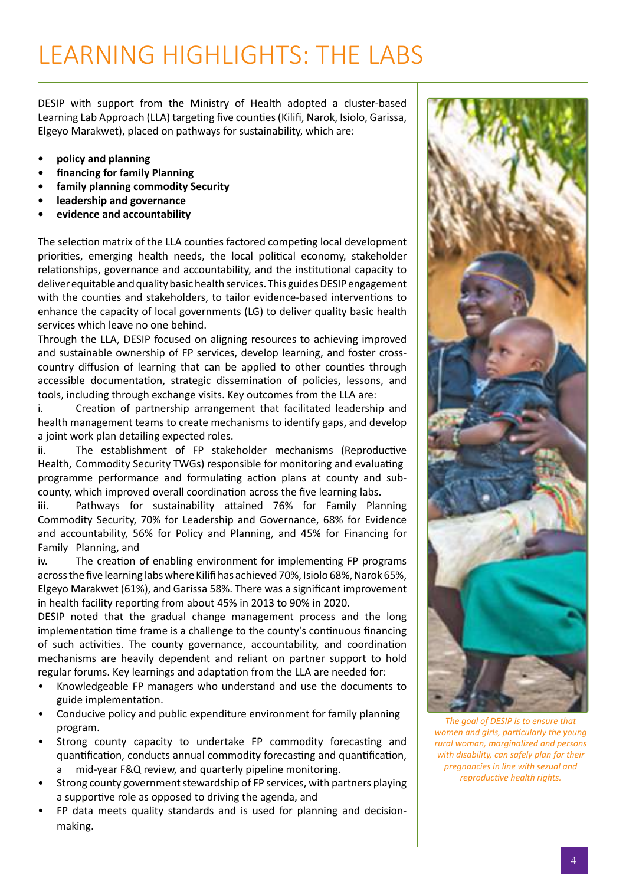# LEARNING HIGHLIGHTS: THE LABS

DESIP with support from the Ministry of Health adopted a cluster-based Learning Lab Approach (LLA) targeting five counties (Kilifi, Narok, Isiolo, Garissa, Elgeyo Marakwet), placed on pathways for sustainability, which are:

- **policy and planning**
- **financing for family Planning**
- **family planning commodity Security**
- **leadership and governance**
- **evidence and accountability**

The selection matrix of the LLA counties factored competing local development priorities, emerging health needs, the local political economy, stakeholder relationships, governance and accountability, and the institutional capacity to deliver equitable and quality basic health services. This guides DESIP engagement with the counties and stakeholders, to tailor evidence-based interventions to enhance the capacity of local governments (LG) to deliver quality basic health services which leave no one behind.

Through the LLA, DESIP focused on aligning resources to achieving improved and sustainable ownership of FP services, develop learning, and foster cross-country diffusion of learning that can be applied to other counties through accessible documentation, strategic dissemination of policies, lessons, and tools, including through exchange visits. Key outcomes from the LLA are:

i. Creation of partnership arrangement that facilitated leadership and health management teams to create mechanisms to identify gaps, and develop a joint work plan detailing expected roles.

ii. The establishment of FP stakeholder mechanisms (Reproductive Health, Commodity Security TWGs) responsible for monitoring and evaluating programme performance and formulating action plans at county and sub-county, which improved overall coordination across the five learning labs.

iii. Pathways for sustainability attained 76% for Family Planning Commodity Security, 70% for Leadership and Governance, 68% for Evidence and accountability, 56% for Policy and Planning, and 45% for Financing for Family Planning, and

iv. The creation of enabling environment for implementing FP programs across the five learning labs where Kilifi has achieved 70%, Isiolo 68%, Narok 65%, Elgeyo Marakwet (61%), and Garissa 58%. There was a significant improvement in health facility reporting from about 45% in 2013 to 90% in 2020.

DESIP noted that the gradual change management process and the long implementation time frame is a challenge to the county's continuous financing of such activities. The county governance, accountability, and coordination mechanisms are heavily dependent and reliant on partner support to hold regular forums. Key learnings and adaptation from the LLA are needed for:

- Knowledgeable FP managers who understand and use the documents to guide implementation.
- Conducive policy and public expenditure environment for family planning program.
- Strong county capacity to undertake FP commodity forecasting and quantification, conducts annual commodity forecasting and quantification, a mid-year F&Q review, and quarterly pipeline monitoring.
- Strong county government stewardship of FP services, with partners playing a supportive role as opposed to driving the agenda, and
- FP data meets quality standards and is used for planning and decision-making.

*The goal of DESIP is to ensure that women and girls, particularly the young rural woman, marginalized and persons with disability, can safely plan for their pregnancies in line with sezual and reproductive health rights.*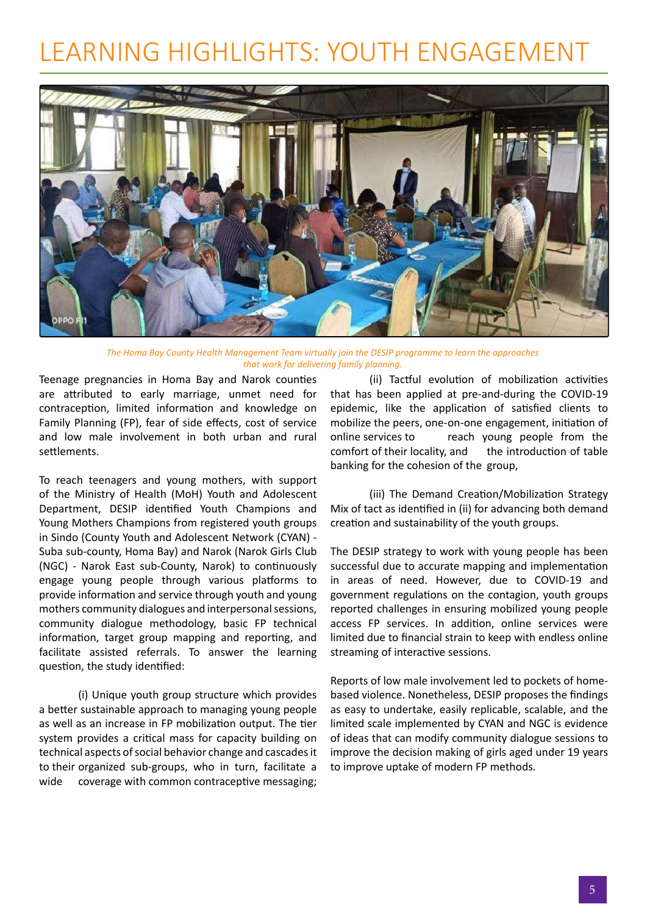# LEARNING HIGHLIGHTS: YOUTH ENGAGEMENT

*The Homa Bay County Health Management Team virtually join the DESIP programme to learn the approaches that work for delivering family planning.*

Teenage pregnancies in Homa Bay and Narok counties are attributed to early marriage, unmet need for contraception, limited information and knowledge on Family Planning (FP), fear of side effects, cost of service and low male involvement in both urban and rural settlements.

To reach teenagers and young mothers, with support of the Ministry of Health (MoH) Youth and Adolescent Department, DESIP identified Youth Champions and Young Mothers Champions from registered youth groups in Sindo (County Youth and Adolescent Network (CYAN) - Suba sub-county, Homa Bay) and Narok (Narok Girls Club (NGC) - Narok East sub-County, Narok) to continuously engage young people through various platforms to provide information and service through youth and young mothers community dialogues and interpersonal sessions, community dialogue methodology, basic FP technical information, target group mapping and reporting, and facilitate assisted referrals. To answer the learning question, the study identified:

(i) Unique youth group structure which provides a better sustainable approach to managing young people as well as an increase in FP mobilization output. The tier system provides a critical mass for capacity building on technical aspects of social behavior change and cascades it to their organized sub-groups, who in turn, facilitate a wide coverage with common contraceptive messaging;

(ii) Tactful evolution of mobilization activities that has been applied at pre-and-during the COVID-19 epidemic, like the application of satisfied clients to mobilize the peers, one-on-one engagement, initiation of online services to reach young people from the comfort of their locality, and the introduction of table banking for the cohesion of the group,

(iii) The Demand Creation/Mobilization Strategy Mix of tact as identified in (ii) for advancing both demand creation and sustainability of the youth groups.

The DESIP strategy to work with young people has been successful due to accurate mapping and implementation in areas of need. However, due to COVID-19 and government regulations on the contagion, youth groups reported challenges in ensuring mobilized young people access FP services. In addition, online services were limited due to financial strain to keep with endless online streaming of interactive sessions.

Reports of low male involvement led to pockets of home-based violence. Nonetheless, DESIP proposes the findings as easy to undertake, easily replicable, scalable, and the limited scale implemented by CYAN and NGC is evidence of ideas that can modify community dialogue sessions to improve the decision making of girls aged under 19 years to improve uptake of modern FP methods.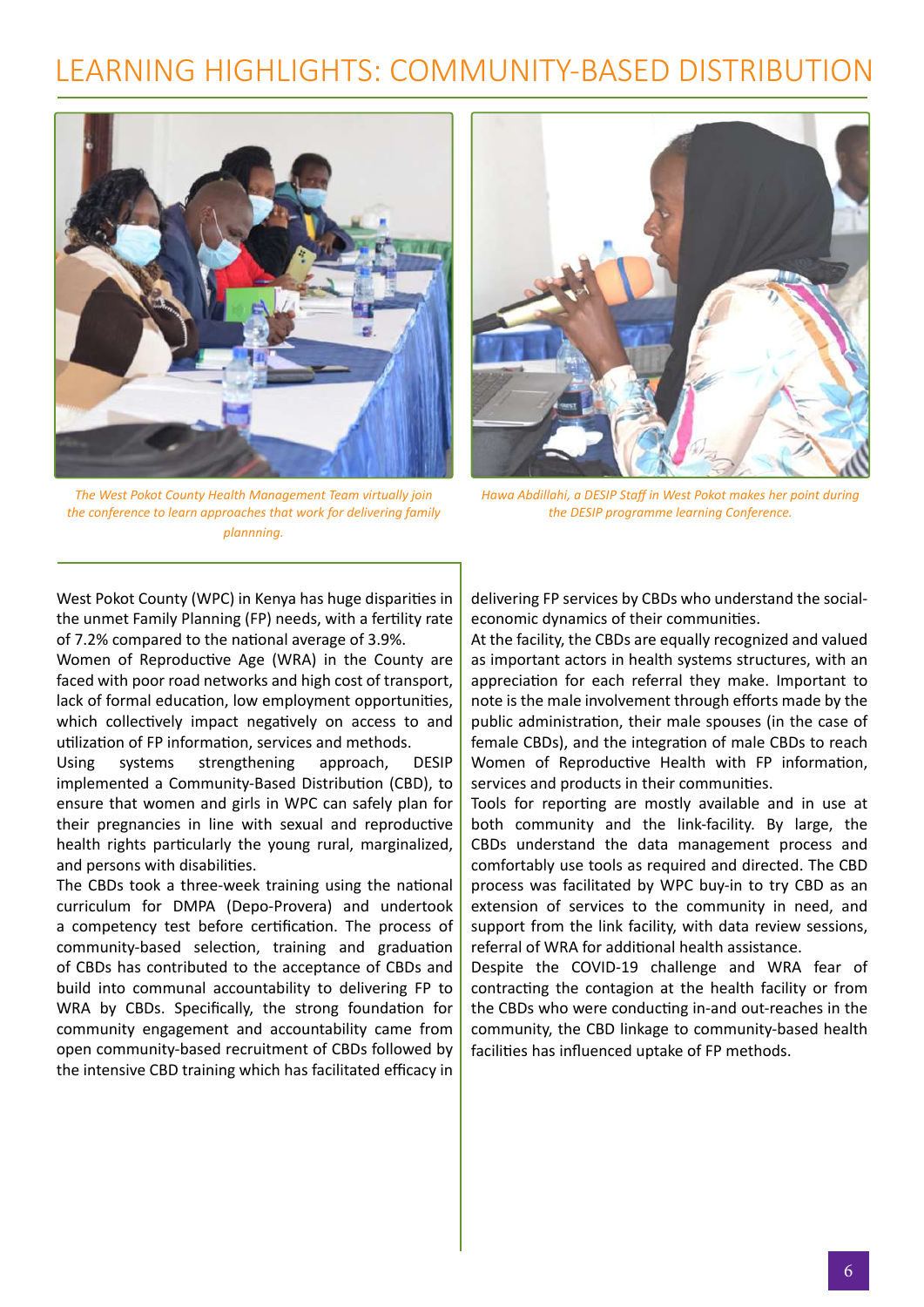# LEARNING HIGHLIGHTS: COMMUNITY-BASED DISTRIBUTION

*The West Pokot County Health Management Team virtually join the conference to learn approaches that work for delivering family plannning.*

*Hawa Abdillahi, a DESIP Staff in West Pokot makes her point during the DESIP programme learning Conference.*

West Pokot County (WPC) in Kenya has huge disparities in the unmet Family Planning (FP) needs, with a fertility rate of 7.2% compared to the national average of 3.9%.

Women of Reproductive Age (WRA) in the County are faced with poor road networks and high cost of transport, lack of formal education, low employment opportunities, which collectively impact negatively on access to and utilization of FP information, services and methods.

Using systems strengthening approach, DESIP implemented a Community-Based Distribution (CBD), to ensure that women and girls in WPC can safely plan for their pregnancies in line with sexual and reproductive health rights particularly the young rural, marginalized, and persons with disabilities.

The CBDs took a three-week training using the national curriculum for DMPA (Depo-Provera) and undertook a competency test before certification. The process of community-based selection, training and graduation of CBDs has contributed to the acceptance of CBDs and build into communal accountability to delivering FP to WRA by CBDs. Specifically, the strong foundation for community engagement and accountability came from open community-based recruitment of CBDs followed by the intensive CBD training which has facilitated efficacy in delivering FP services by CBDs who understand the social-economic dynamics of their communities.

At the facility, the CBDs are equally recognized and valued as important actors in health systems structures, with an appreciation for each referral they make. Important to note is the male involvement through efforts made by the public administration, their male spouses (in the case of female CBDs), and the integration of male CBDs to reach Women of Reproductive Health with FP information, services and products in their communities.

Tools for reporting are mostly available and in use at both community and the link-facility. By large, the CBDs understand the data management process and comfortably use tools as required and directed. The CBD process was facilitated by WPC buy-in to try CBD as an extension of services to the community in need, and support from the link facility, with data review sessions, referral of WRA for additional health assistance.

Despite the COVID-19 challenge and WRA fear of contracting the contagion at the health facility or from the CBDs who were conducting in-and out-reaches in the community, the CBD linkage to community-based health facilities has influenced uptake of FP methods.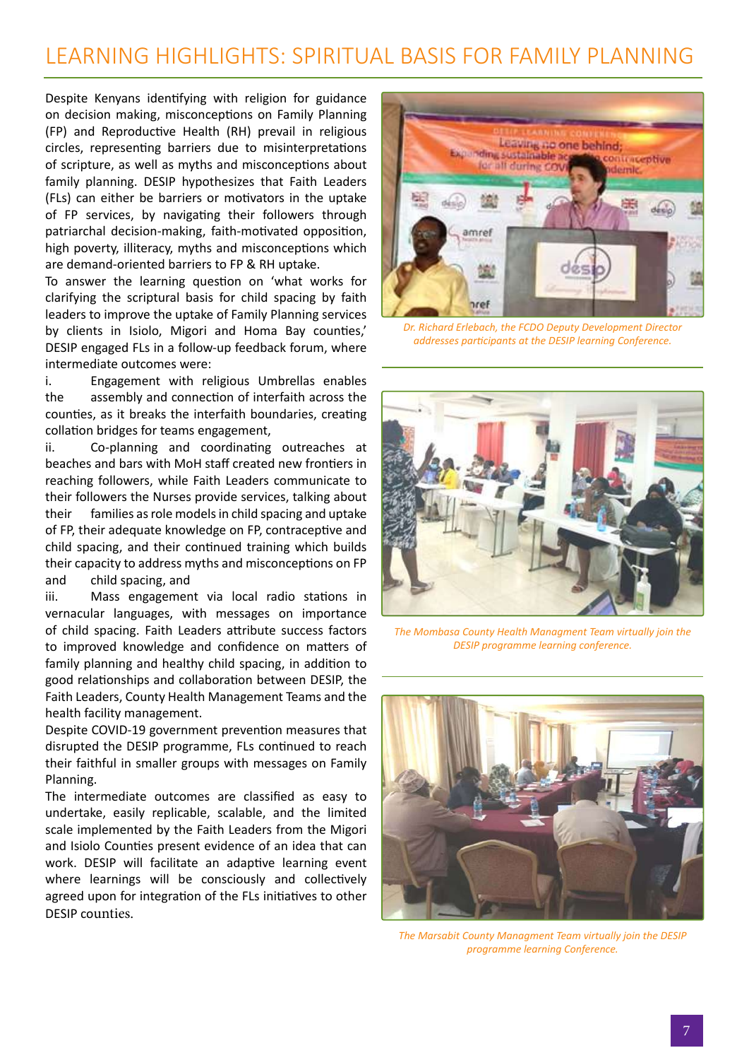# LEARNING HIGHLIGHTS: SPIRITUAL BASIS FOR FAMILY PLANNING

Despite Kenyans identifying with religion for guidance on decision making, misconceptions on Family Planning (FP) and Reproductive Health (RH) prevail in religious circles, representing barriers due to misinterpretations of scripture, as well as myths and misconceptions about family planning. DESIP hypothesizes that Faith Leaders (FLs) can either be barriers or motivators in the uptake of FP services, by navigating their followers through patriarchal decision-making, faith-motivated opposition, high poverty, illiteracy, myths and misconceptions which are demand-oriented barriers to FP & RH uptake.

To answer the learning question on 'what works for clarifying the scriptural basis for child spacing by faith leaders to improve the uptake of Family Planning services by clients in Isiolo, Migori and Homa Bay counties,' DESIP engaged FLs in a follow-up feedback forum, where intermediate outcomes were:

i. Engagement with religious Umbrellas enables the assembly and connection of interfaith across the counties, as it breaks the interfaith boundaries, creating collation bridges for teams engagement,

ii. Co-planning and coordinating outreaches at beaches and bars with MoH staff created new frontiers in reaching followers, while Faith Leaders communicate to their followers the Nurses provide services, talking about their families as role models in child spacing and uptake of FP, their adequate knowledge on FP, contraceptive and child spacing, and their continued training which builds their capacity to address myths and misconceptions on FP and child spacing, and

iii. Mass engagement via local radio stations in vernacular languages, with messages on importance of child spacing. Faith Leaders attribute success factors to improved knowledge and confidence on matters of family planning and healthy child spacing, in addition to good relationships and collaboration between DESIP, the Faith Leaders, County Health Management Teams and the health facility management.

Despite COVID-19 government prevention measures that disrupted the DESIP programme, FLs continued to reach their faithful in smaller groups with messages on Family Planning.

The intermediate outcomes are classified as easy to undertake, easily replicable, scalable, and the limited scale implemented by the Faith Leaders from the Migori and Isiolo Counties present evidence of an idea that can work. DESIP will facilitate an adaptive learning event where learnings will be consciously and collectively agreed upon for integration of the FLs initiatives to other DESIP counties.

*Dr. Richard Erlebach, the FCDO Deputy Development Director addresses participants at the DESIP learning Conference.*

*The Mombasa County Health Managment Team virtually join the DESIP programme learning conference.*

*The Marsabit County Managment Team virtually join the DESIP programme learning Conference.*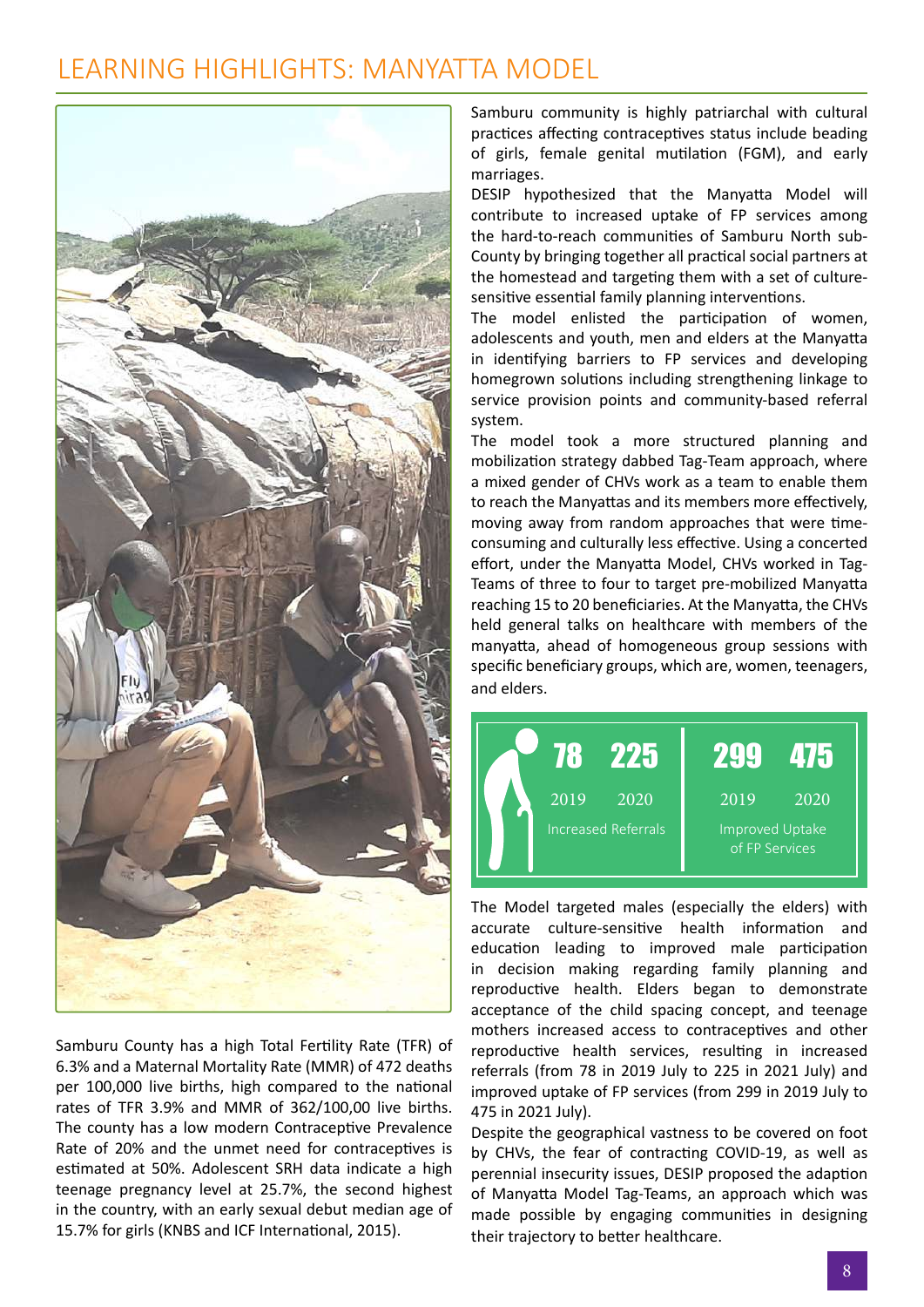# LEARNING HIGHLIGHTS: MANYATTA MODEL

Samburu County has a high Total Fertility Rate (TFR) of 6.3% and a Maternal Mortality Rate (MMR) of 472 deaths per 100,000 live births, high compared to the national rates of TFR 3.9% and MMR of 362/100,00 live births. The county has a low modern Contraceptive Prevalence Rate of 20% and the unmet need for contraceptives is estimated at 50%. Adolescent SRH data indicate a high teenage pregnancy level at 25.7%, the second highest in the country, with an early sexual debut median age of 15.7% for girls (KNBS and ICF International, 2015).

Samburu community is highly patriarchal with cultural practices affecting contraceptives status include beading of girls, female genital mutilation (FGM), and early marriages.

DESIP hypothesized that the Manyatta Model will contribute to increased uptake of FP services among the hard-to-reach communities of Samburu North sub-County by bringing together all practical social partners at the homestead and targeting them with a set of culture-sensitive essential family planning interventions.

The model enlisted the participation of women, adolescents and youth, men and elders at the Manyatta in identifying barriers to FP services and developing homegrown solutions including strengthening linkage to service provision points and community-based referral system.

The model took a more structured planning and mobilization strategy dabbed Tag-Team approach, where a mixed gender of CHVs work as a team to enable them to reach the Manyattas and its members more effectively, moving away from random approaches that were time-consuming and culturally less effective. Using a concerted effort, under the Manyatta Model, CHVs worked in Tag-Teams of three to four to target pre-mobilized Manyatta reaching 15 to 20 beneficiaries. At the Manyatta, the CHVs held general talks on healthcare with members of the manyatta, ahead of homogeneous group sessions with specific beneficiary groups, which are, women, teenagers, and elders.

| Increased Referrals | | Improved Uptake of FP Services | |
|---|---|---|---|
| 2019 | 2020 | 2019 | 2020 |
| 78 | 225 | 299 | 475 |

The Model targeted males (especially the elders) with accurate culture-sensitive health information and education leading to improved male participation in decision making regarding family planning and reproductive health. Elders began to demonstrate acceptance of the child spacing concept, and teenage mothers increased access to contraceptives and other reproductive health services, resulting in increased referrals (from 78 in 2019 July to 225 in 2021 July) and improved uptake of FP services (from 299 in 2019 July to 475 in 2021 July).

Despite the geographical vastness to be covered on foot by CHVs, the fear of contracting COVID-19, as well as perennial insecurity issues, DESIP proposed the adaption of Manyatta Model Tag-Teams, an approach which was made possible by engaging communities in designing their trajectory to better healthcare.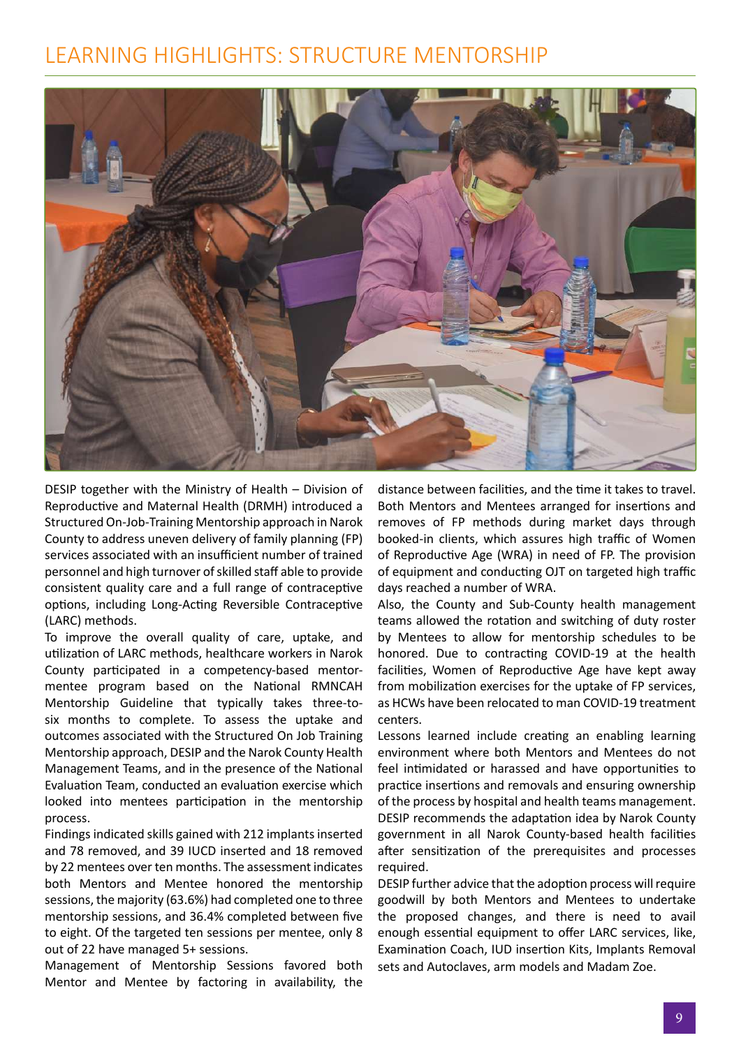# LEARNING HIGHLIGHTS: STRUCTURE MENTORSHIP

DESIP together with the Ministry of Health – Division of Reproductive and Maternal Health (DRMH) introduced a Structured On-Job-Training Mentorship approach in Narok County to address uneven delivery of family planning (FP) services associated with an insufficient number of trained personnel and high turnover of skilled staff able to provide consistent quality care and a full range of contraceptive options, including Long-Acting Reversible Contraceptive (LARC) methods.

To improve the overall quality of care, uptake, and utilization of LARC methods, healthcare workers in Narok County participated in a competency-based mentor-mentee program based on the National RMNCAH Mentorship Guideline that typically takes three-to-six months to complete. To assess the uptake and outcomes associated with the Structured On Job Training Mentorship approach, DESIP and the Narok County Health Management Teams, and in the presence of the National Evaluation Team, conducted an evaluation exercise which looked into mentees participation in the mentorship process.

Findings indicated skills gained with 212 implants inserted and 78 removed, and 39 IUCD inserted and 18 removed by 22 mentees over ten months. The assessment indicates both Mentors and Mentee honored the mentorship sessions, the majority (63.6%) had completed one to three mentorship sessions, and 36.4% completed between five to eight. Of the targeted ten sessions per mentee, only 8 out of 22 have managed 5+ sessions.

Management of Mentorship Sessions favored both Mentor and Mentee by factoring in availability, the distance between facilities, and the time it takes to travel. Both Mentors and Mentees arranged for insertions and removes of FP methods during market days through booked-in clients, which assures high traffic of Women of Reproductive Age (WRA) in need of FP. The provision of equipment and conducting OJT on targeted high traffic days reached a number of WRA.

Also, the County and Sub-County health management teams allowed the rotation and switching of duty roster by Mentees to allow for mentorship schedules to be honored. Due to contracting COVID-19 at the health facilities, Women of Reproductive Age have kept away from mobilization exercises for the uptake of FP services, as HCWs have been relocated to man COVID-19 treatment centers.

Lessons learned include creating an enabling learning environment where both Mentors and Mentees do not feel intimidated or harassed and have opportunities to practice insertions and removals and ensuring ownership of the process by hospital and health teams management. DESIP recommends the adaptation idea by Narok County government in all Narok County-based health facilities after sensitization of the prerequisites and processes required.

DESIP further advice that the adoption process will require goodwill by both Mentors and Mentees to undertake the proposed changes, and there is need to avail enough essential equipment to offer LARC services, like, Examination Coach, IUD insertion Kits, Implants Removal sets and Autoclaves, arm models and Madam Zoe.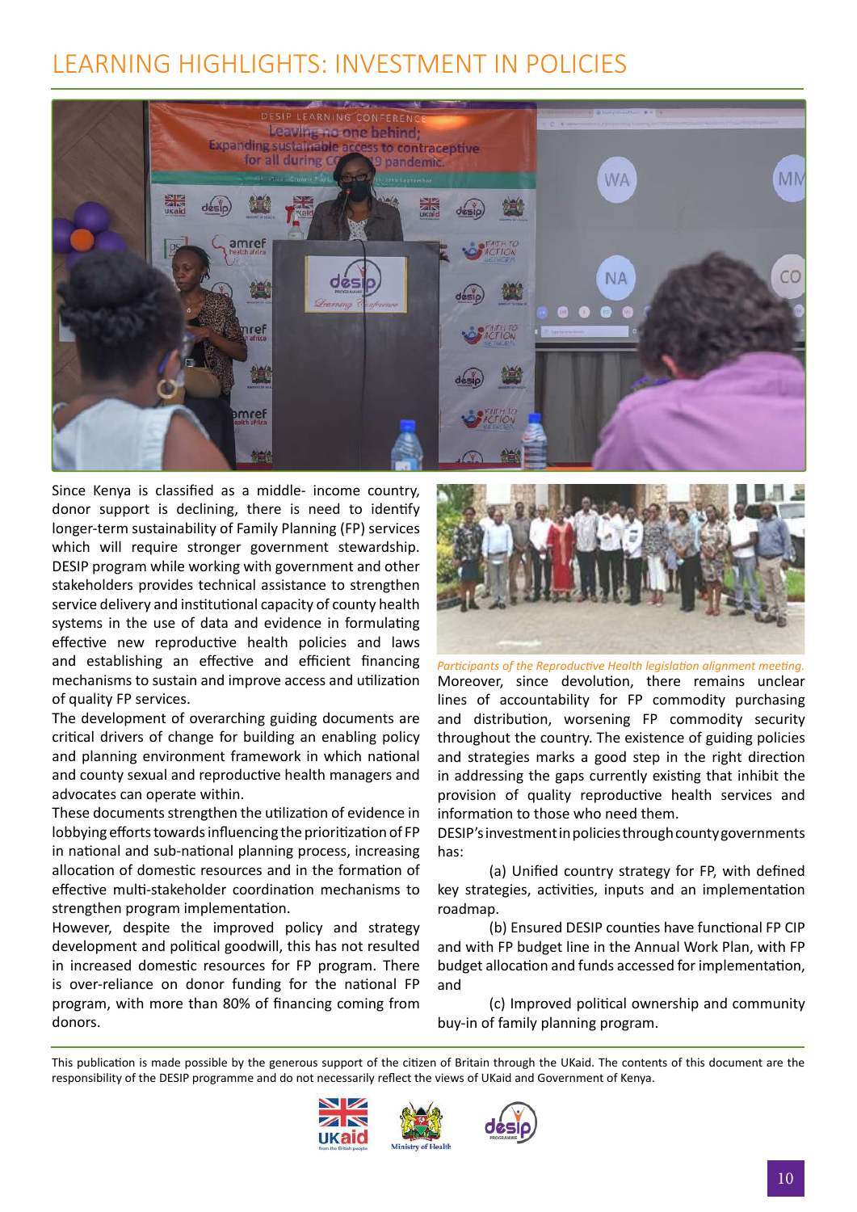# LEARNING HIGHLIGHTS: INVESTMENT IN POLICIES

Since Kenya is classified as a middle- income country, donor support is declining, there is need to identify longer-term sustainability of Family Planning (FP) services which will require stronger government stewardship. DESIP program while working with government and other stakeholders provides technical assistance to strengthen service delivery and institutional capacity of county health systems in the use of data and evidence in formulating effective new reproductive health policies and laws and establishing an effective and efficient financing mechanisms to sustain and improve access and utilization of quality FP services.

The development of overarching guiding documents are critical drivers of change for building an enabling policy and planning environment framework in which national and county sexual and reproductive health managers and advocates can operate within.

These documents strengthen the utilization of evidence in lobbying efforts towards influencing the prioritization of FP in national and sub-national planning process, increasing allocation of domestic resources and in the formation of effective multi-stakeholder coordination mechanisms to strengthen program implementation.

However, despite the improved policy and strategy development and political goodwill, this has not resulted in increased domestic resources for FP program. There is over-reliance on donor funding for the national FP program, with more than 80% of financing coming from donors.

*Participants of the Reproductive Health legislation alignment meeting.*

Moreover, since devolution, there remains unclear lines of accountability for FP commodity purchasing and distribution, worsening FP commodity security throughout the country. The existence of guiding policies and strategies marks a good step in the right direction in addressing the gaps currently existing that inhibit the provision of quality reproductive health services and information to those who need them.

DESIP's investment in policies through county governments has:

(a) Unified country strategy for FP, with defined key strategies, activities, inputs and an implementation roadmap.

(b) Ensured DESIP counties have functional FP CIP and with FP budget line in the Annual Work Plan, with FP budget allocation and funds accessed for implementation, and

(c) Improved political ownership and community buy-in of family planning program.

This publication is made possible by the generous support of the citizen of Britain through the UKaid. The contents of this document are the responsibility of the DESIP programme and do not necessarily reflect the views of UKaid and Government of Kenya.